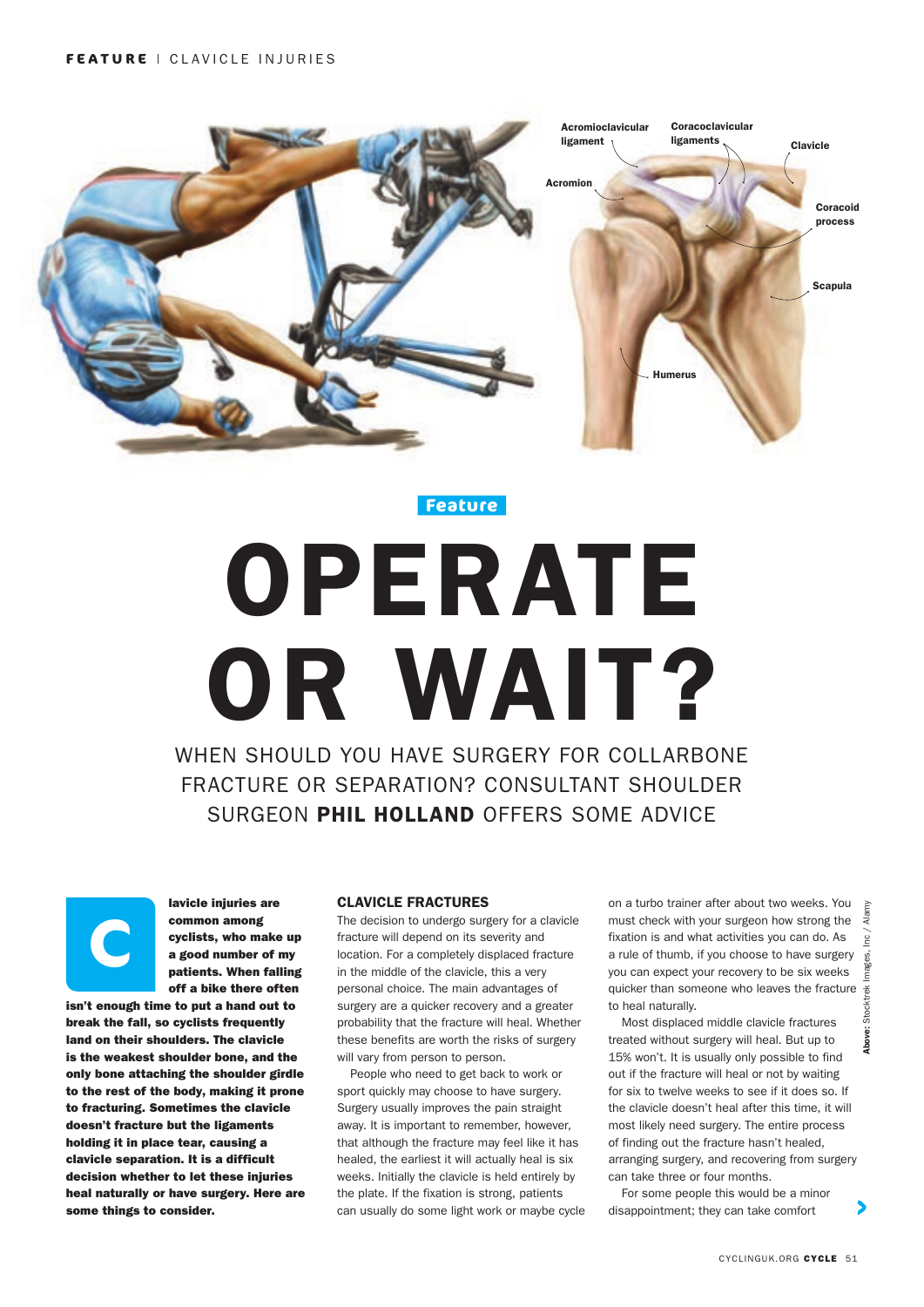Feature

# OPERATE OR WAIT?

WHEN SHOULD YOU HAVE SURGERY FOR COLLARBONE FRACTURE OR SEPARATION? CONSULTANT SHOULDER SURGEON **PHIL HOLLAND** OFFERS SOME ADVICE

**Clavicle injuries are common among cyclists, who make up a good number of my patients. When falling off a bike there often isn't enough time to put a hand out to break the fall, so cyclists frequently land on their shoulders. The clavicle is the weakest shoulder bone, and the only bone attaching the shoulder girdle to the rest of the body, making it prone to fracturing. Sometimes the clavicle doesn't fracture but the ligaments holding it in place tear, causing a clavicle separation. It is a difficult decision whether to let these injuries heal naturally or have surgery. Here are some things to consider.**

### CLAVICLE FRACTURES

The decision to undergo surgery for a clavicle fracture will depend on its severity and location. For a completely displaced fracture in the middle of the clavicle, this a very personal choice. The main advantages of surgery are a quicker recovery and a greater probability that the fracture will heal. Whether these benefits are worth the risks of surgery will vary from person to person.

People who need to get back to work or sport quickly may choose to have surgery. Surgery usually improves the pain straight away. It is important to remember, however, that although the fracture may feel like it has healed, the earliest it will actually heal is six weeks. Initially the clavicle is held entirely by the plate. If the fixation is strong, patients can usually do some light work or maybe cycle on a turbo trainer after about two weeks. You must check with your surgeon how strong the fixation is and what activities you can do. As a rule of thumb, if you choose to have surgery you can expect your recovery to be six weeks quicker than someone who leaves the fracture to heal naturally.

Most displaced middle clavicle fractures treated without surgery will heal. But up to 15% won't. It is usually only possible to find out if the fracture will heal or not by waiting for six to twelve weeks to see if it does so. If the clavicle doesn't heal after this time, it will most likely need surgery. The entire process of finding out the fracture hasn't healed, arranging surgery, and recovering from surgery can take three or four months.

For some people this would be a minor disappointment; they can take comfort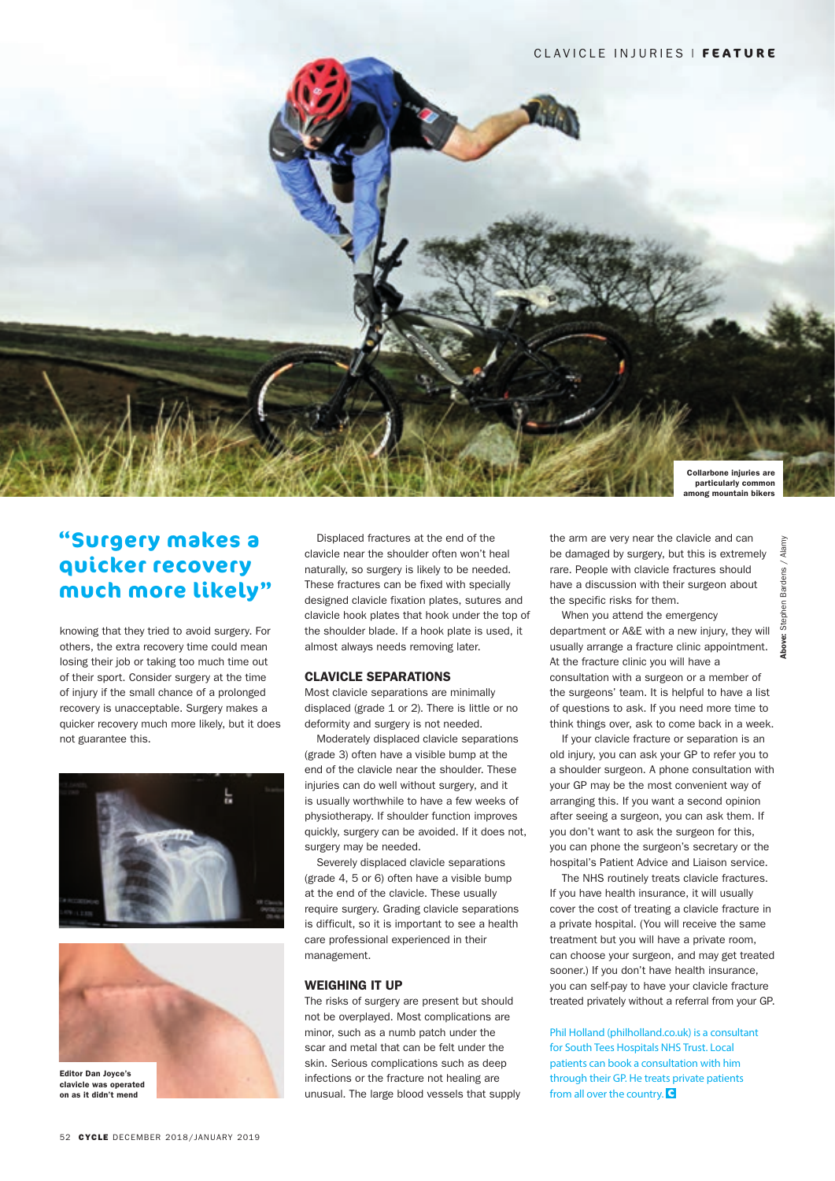Collarbone injuries are particularly common among mountain bikers

## "Surgery makes a quicker recovery much more likely"

knowing that they tried to avoid surgery. For others, the extra recovery time could mean losing their job or taking too much time out of their sport. Consider surgery at the time of injury if the small chance of a prolonged recovery is unacceptable. Surgery makes a quicker recovery much more likely, but it does not guarantee this.

Editor Dan Joyce's clavicle was operated on as it didn't mend

Displaced fractures at the end of the clavicle near the shoulder often won't heal naturally, so surgery is likely to be needed. These fractures can be fixed with specially designed clavicle fixation plates, sutures and clavicle hook plates that hook under the top of the shoulder blade. If a hook plate is used, it almost always needs removing later.

### CLAVICLE SEPARATIONS

Most clavicle separations are minimally displaced (grade 1 or 2). There is little or no deformity and surgery is not needed.

Moderately displaced clavicle separations (grade 3) often have a visible bump at the end of the clavicle near the shoulder. These injuries can do well without surgery, and it is usually worthwhile to have a few weeks of physiotherapy. If shoulder function improves quickly, surgery can be avoided. If it does not, surgery may be needed.

Severely displaced clavicle separations (grade 4, 5 or 6) often have a visible bump at the end of the clavicle. These usually require surgery. Grading clavicle separations is difficult, so it is important to see a health care professional experienced in their management.

### WEIGHING IT UP

The risks of surgery are present but should not be overplayed. Most complications are minor, such as a numb patch under the scar and metal that can be felt under the skin. Serious complications such as deep infections or the fracture not healing are unusual. The large blood vessels that supply the arm are very near the clavicle and can be damaged by surgery, but this is extremely rare. People with clavicle fractures should have a discussion with their surgeon about the specific risks for them.

When you attend the emergency department or A&E with a new injury, they will usually arrange a fracture clinic appointment. At the fracture clinic you will have a consultation with a surgeon or a member of the surgeons' team. It is helpful to have a list of questions to ask. If you want more time to think things over, ask to come back in a week.

If your clavicle fracture or separation is an old injury, you can ask your GP to refer you to a shoulder surgeon. A phone consultation with your GP may be the most convenient way of arranging this. If you want a second opinion after seeing a surgeon, you can ask them. If you don't want to ask the surgeon for this, you can phone the surgeon's secretary or the hospital's Patient Advice and Liaison service.

The NHS routinely treats clavicle fractures. If you have health insurance, it will usually cover the cost of treating a clavicle fracture in a private hospital. (You will receive the same treatment but you will have a private room, can choose your surgeon, and may get treated sooner.) If you don't have health insurance, you can self-pay to have your clavicle fracture treated privately without a referral from your GP.

Phil Holland (philholland.co.uk) is a consultant for South Tees Hospitals NHS Trust. Local patients can book a consultation with him through their GP. He treats private patients from all over the country.

Above: Stephen Bardens / Alamy